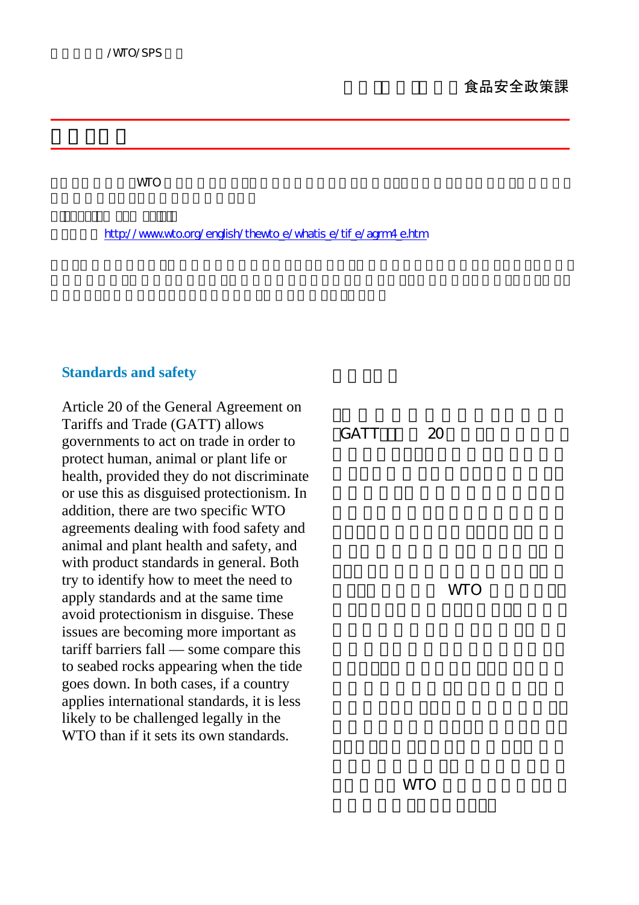食品安全政策課

WTO

http://www.wto.org/english/thewto_e/whatis_e/tif_e/agrm4_e.htm

## Standards and safety

Article 20 of the General Agreement on Tariffs and Trade (GATT) allows governments to act on trade in order to protect human, animal or plant life or health, provided they do not discriminate or use this as disguised protectionism. In addition, there are two specific WTO agreements dealing with food safety and animal and plant health and safety, and with product standards in general. Both try to identify how to meet the need to apply standards and at the same time avoid protectionism in disguise. These issues are becoming more important as tariff barriers fall — some compare this to seabed rocks appearing when the tide goes down. In both cases, if a country applies international standards, it is less likely to be challenged legally in the WTO than if it sets its own standards.

GATT 20

WTO

WTO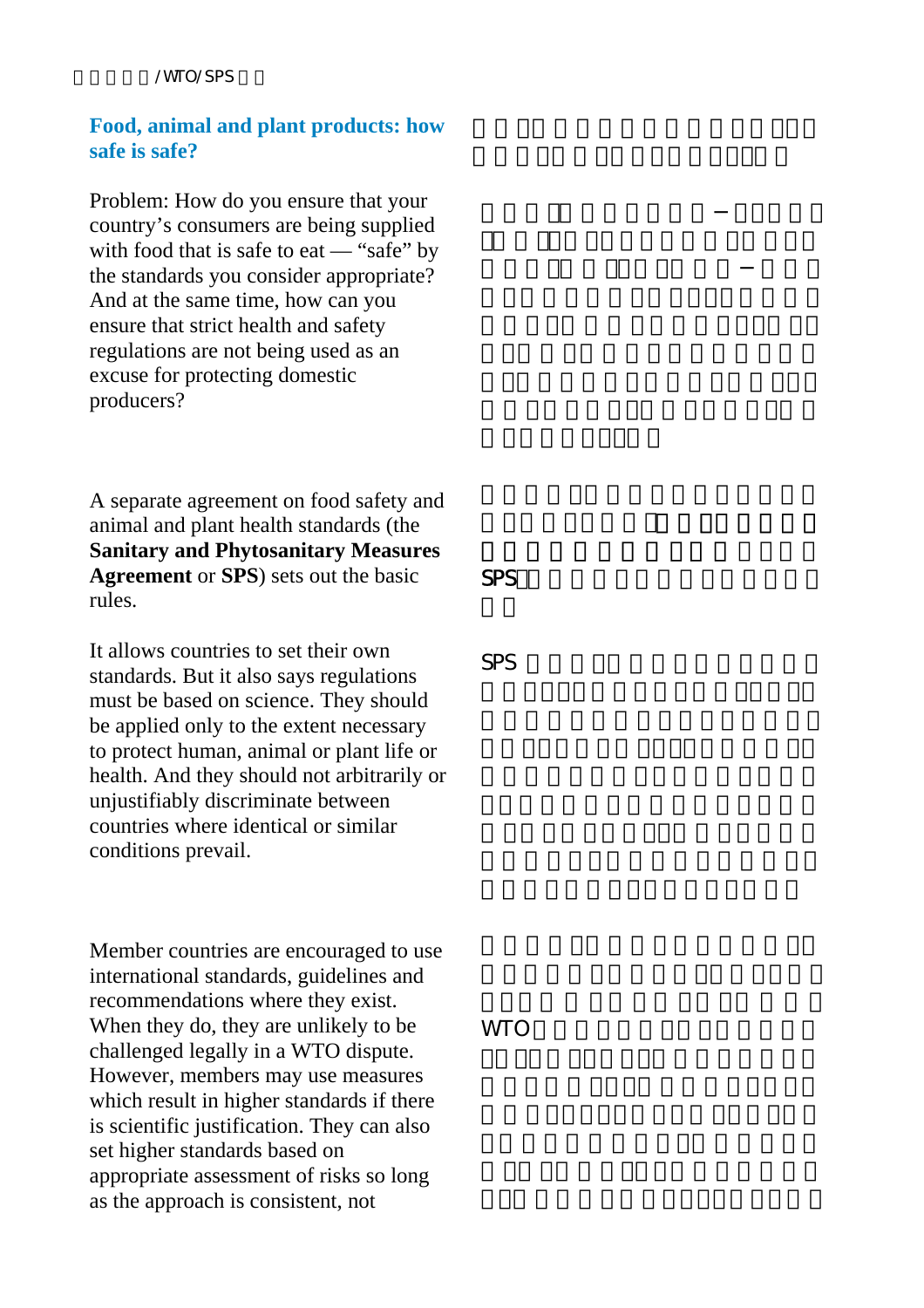## Food, animal and plant products: how safe is safe?

Problem: How do you ensure that your country's consumers are being supplied with food that is safe to eat — "safe" by the standards you consider appropriate? And at the same time, how can you ensure that strict health and safety regulations are not being used as an excuse for protecting domestic producers?

A separate agreement on food safety and animal and plant health standards (the **Sanitary and Phytosanitary Measures Agreement** or **SPS**) sets out the basic rules.

It allows countries to set their own standards. But it also says regulations must be based on science. They should be applied only to the extent necessary to protect human, animal or plant life or health. And they should not arbitrarily or unjustifiably discriminate between countries where identical or similar conditions prevail.

Member countries are encouraged to use international standards, guidelines and recommendations where they exist. When they do, they are unlikely to be challenged legally in a WTO dispute. However, members may use measures which result in higher standards if there is scientific justification. They can also set higher standards based on appropriate assessment of risks so long as the approach is consistent, not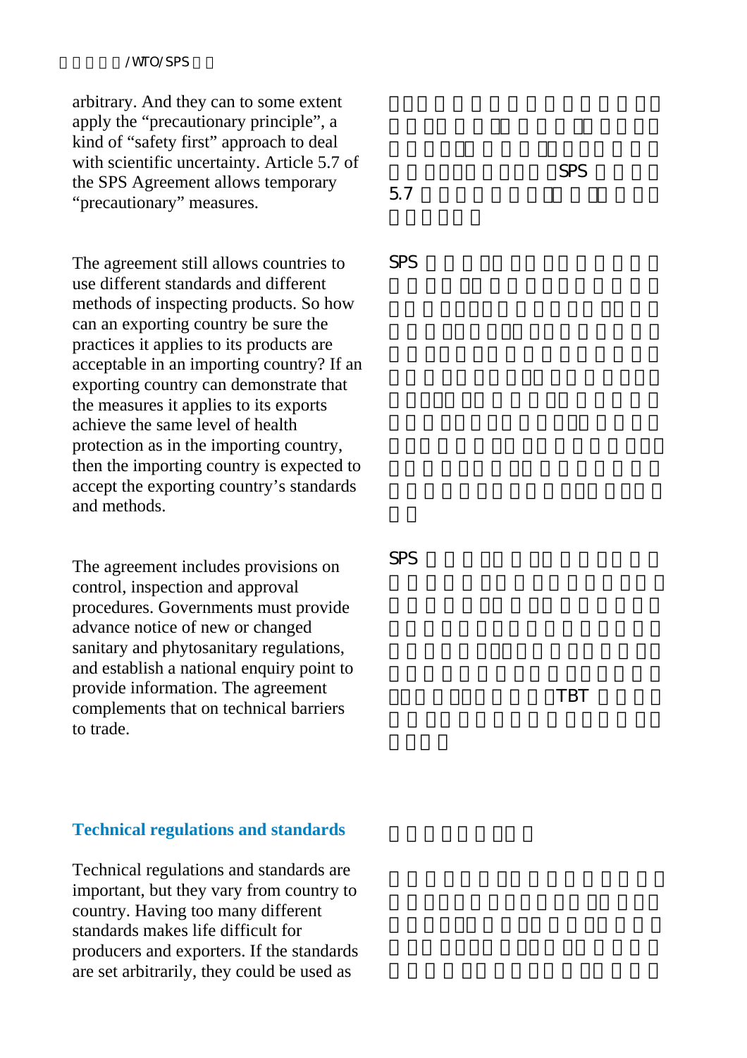arbitrary. And they can to some extent apply the "precautionary principle", a kind of "safety first" approach to deal with scientific uncertainty. Article 5.7 of the SPS Agreement allows temporary "precautionary" measures.

The agreement still allows countries to use different standards and different methods of inspecting products. So how can an exporting country be sure the practices it applies to its products are acceptable in an importing country? If an exporting country can demonstrate that the measures it applies to its exports achieve the same level of health protection as in the importing country, then the importing country is expected to accept the exporting country's standards and methods.

The agreement includes provisions on control, inspection and approval procedures. Governments must provide advance notice of new or changed sanitary and phytosanitary regulations, and establish a national enquiry point to provide information. The agreement complements that on technical barriers to trade.

## Technical regulations and standards

Technical regulations and standards are important, but they vary from country to country. Having too many different standards makes life difficult for producers and exporters. If the standards are set arbitrarily, they could be used as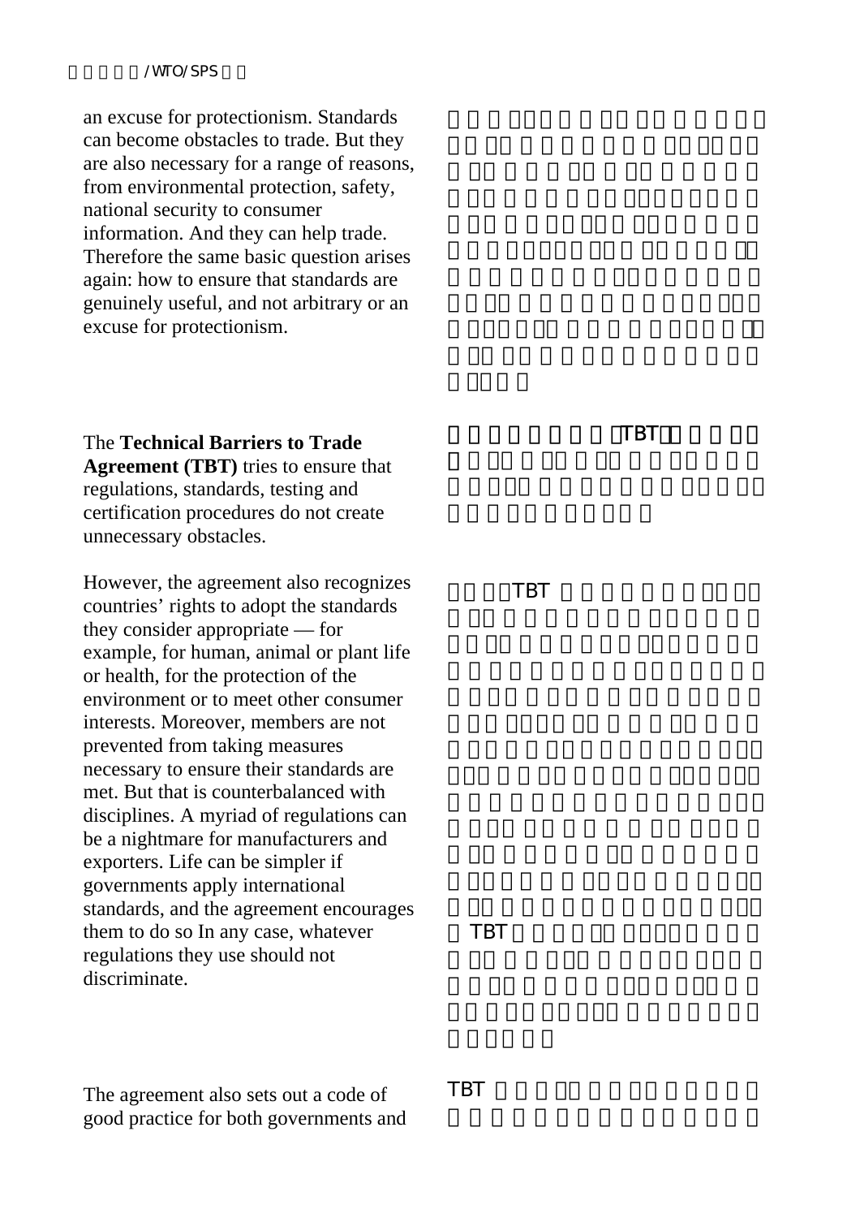an excuse for protectionism. Standards can become obstacles to trade. But they are also necessary for a range of reasons, from environmental protection, safety, national security to consumer information. And they can help trade. Therefore the same basic question arises again: how to ensure that standards are genuinely useful, and not arbitrary or an excuse for protectionism.

The **Technical Barriers to Trade Agreement (TBT)** tries to ensure that regulations, standards, testing and certification procedures do not create unnecessary obstacles.

However, the agreement also recognizes countries' rights to adopt the standards they consider appropriate — for example, for human, animal or plant life or health, for the protection of the environment or to meet other consumer interests. Moreover, members are not prevented from taking measures necessary to ensure their standards are met. But that is counterbalanced with disciplines. A myriad of regulations can be a nightmare for manufacturers and exporters. Life can be simpler if governments apply international standards, and the agreement encourages them to do so In any case, whatever regulations they use should not discriminate.

The agreement also sets out a code of good practice for both governments and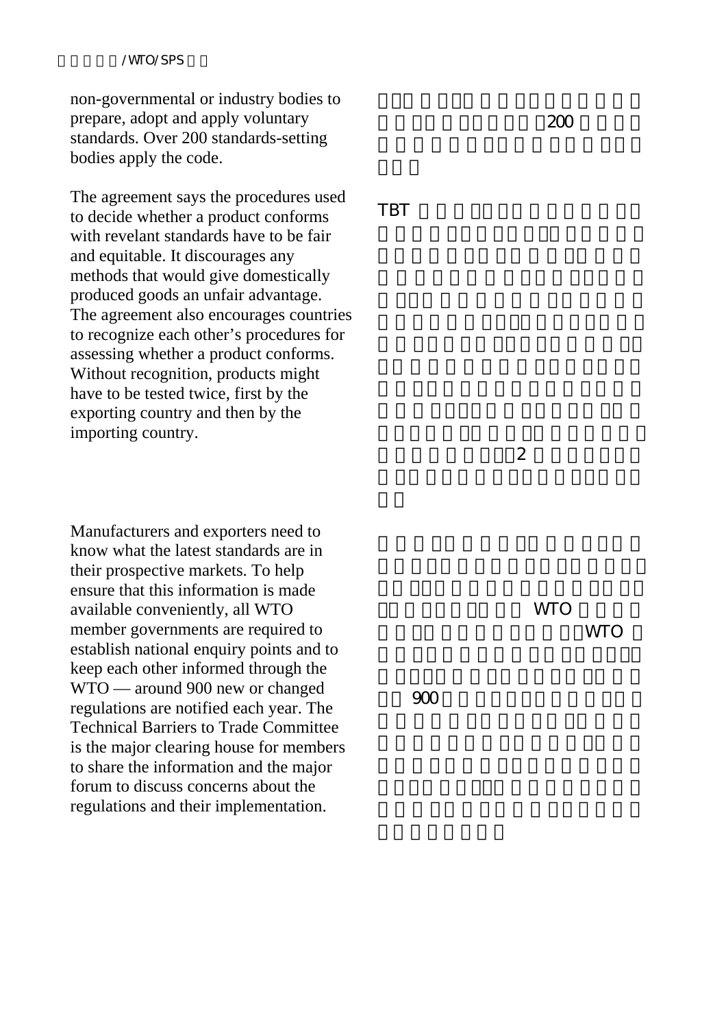non-governmental or industry bodies to prepare, adopt and apply voluntary standards. Over 200 standards-setting bodies apply the code.

The agreement says the procedures used to decide whether a product conforms with revelant standards have to be fair and equitable. It discourages any methods that would give domestically produced goods an unfair advantage. The agreement also encourages countries to recognize each other's procedures for assessing whether a product conforms. Without recognition, products might have to be tested twice, first by the exporting country and then by the importing country.

Manufacturers and exporters need to know what the latest standards are in their prospective markets. To help ensure that this information is made available conveniently, all WTO member governments are required to establish national enquiry points and to keep each other informed through the WTO — around 900 new or changed regulations are notified each year. The Technical Barriers to Trade Committee is the major clearing house for members to share the information and the major forum to discuss concerns about the regulations and their implementation.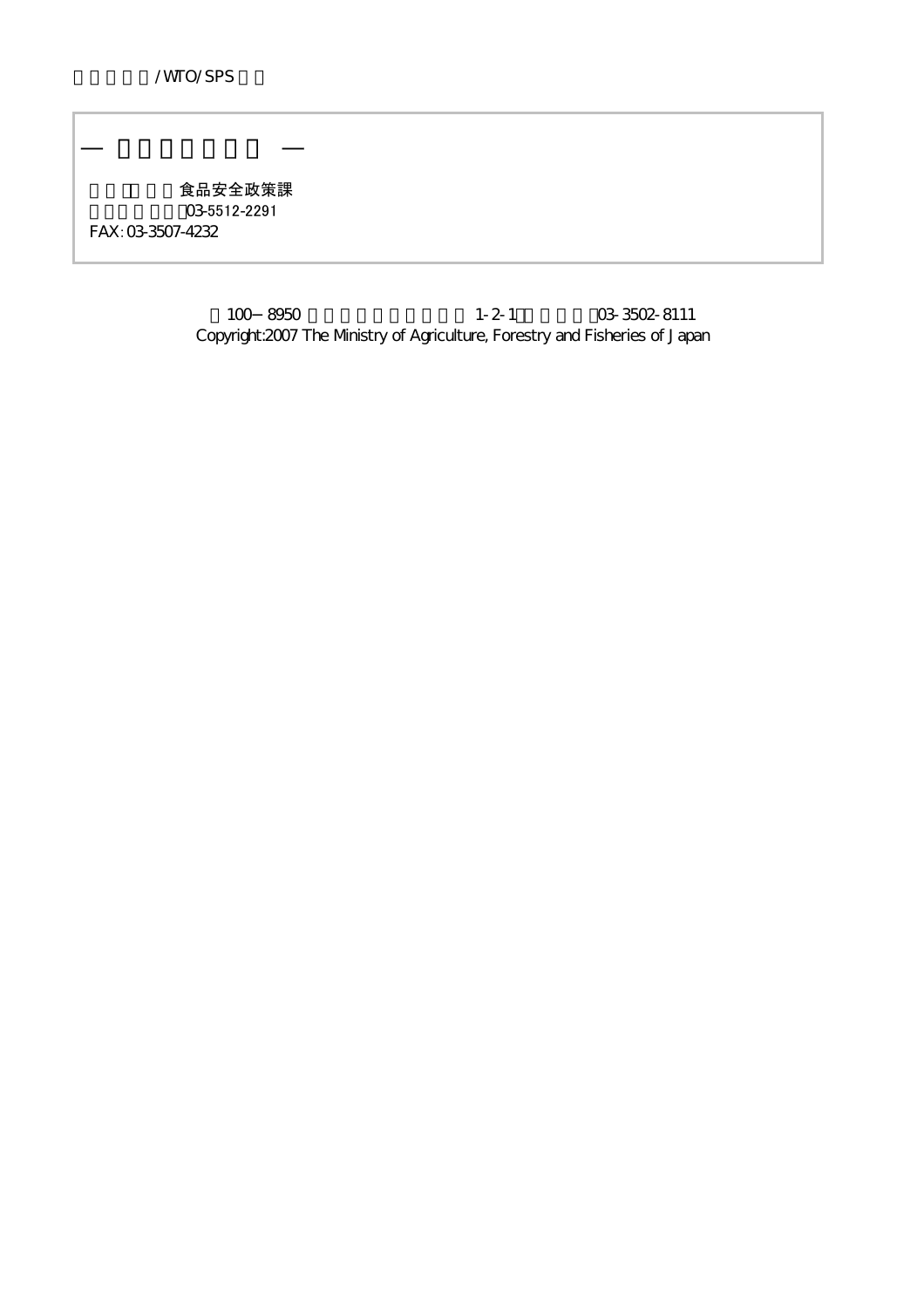/WTO/SPS

— —

食品安全政策課
03-5512-2291
FAX: 03-3507-4232

100−8950 1-2-1 03-3502-8111
Copyright:2007 The Ministry of Agriculture, Forestry and Fisheries of Japan